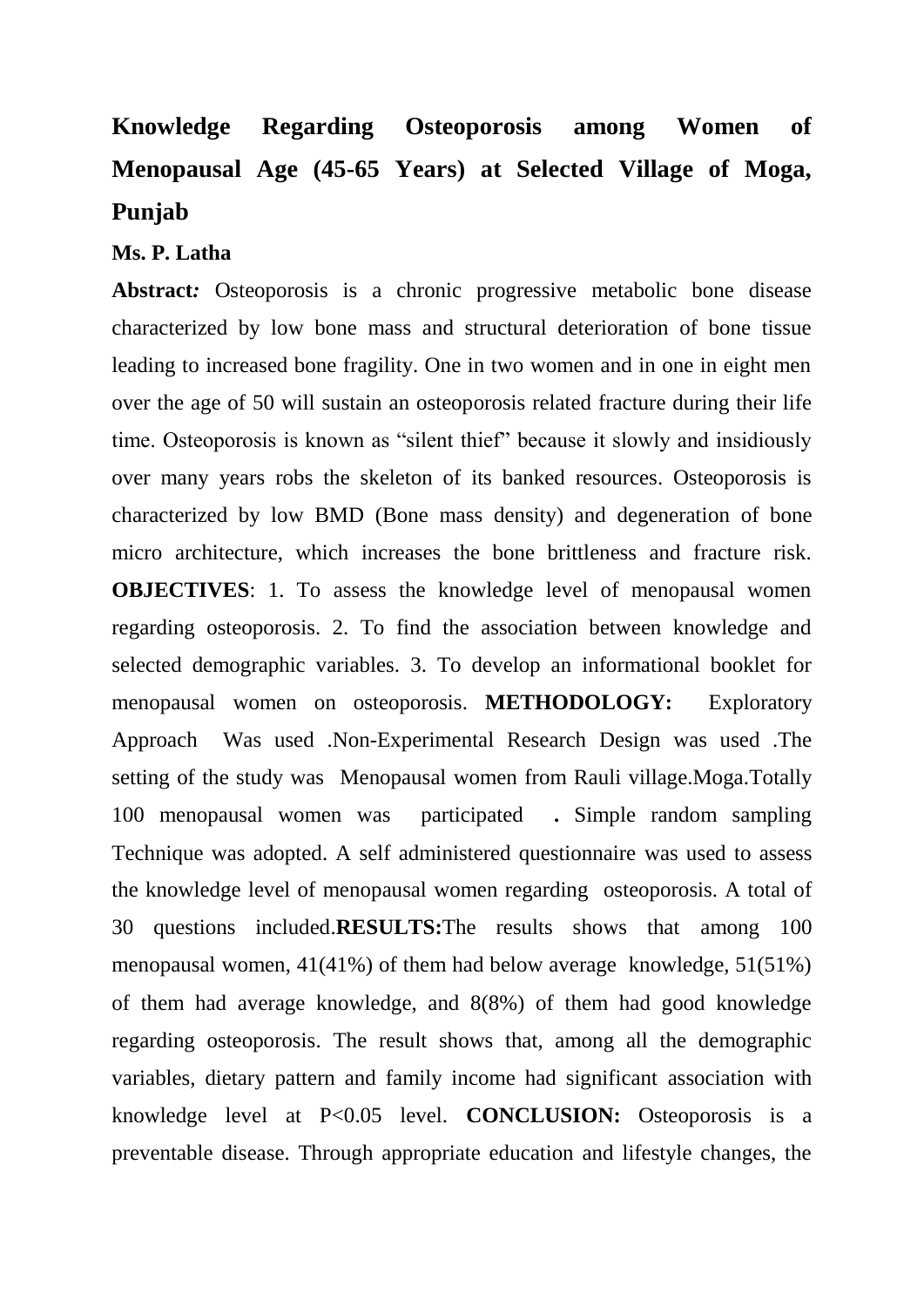# Knowledge Regarding Osteoporosis among Women of Menopausal Age (45-65 Years) at Selected Village of Moga, Punjab

**Ms. P. Latha**

**Abstract:** Osteoporosis is a chronic progressive metabolic bone disease characterized by low bone mass and structural deterioration of bone tissue leading to increased bone fragility. One in two women and in one in eight men over the age of 50 will sustain an osteoporosis related fracture during their life time. Osteoporosis is known as "silent thief" because it slowly and insidiously over many years robs the skeleton of its banked resources. Osteoporosis is characterized by low BMD (Bone mass density) and degeneration of bone micro architecture, which increases the bone brittleness and fracture risk. **OBJECTIVES**: 1. To assess the knowledge level of menopausal women regarding osteoporosis. 2. To find the association between knowledge and selected demographic variables. 3. To develop an informational booklet for menopausal women on osteoporosis. **METHODOLOGY:** Exploratory Approach Was used .Non-Experimental Research Design was used .The setting of the study was Menopausal women from Rauli village.Moga.Totally 100 menopausal women was participated **.** Simple random sampling Technique was adopted. A self administered questionnaire was used to assess the knowledge level of menopausal women regarding osteoporosis. A total of 30 questions included.**RESULTS:**The results shows that among 100 menopausal women, 41(41%) of them had below average knowledge, 51(51%) of them had average knowledge, and 8(8%) of them had good knowledge regarding osteoporosis. The result shows that, among all the demographic variables, dietary pattern and family income had significant association with knowledge level at $P<0.05$ level. **CONCLUSION:** Osteoporosis is a preventable disease. Through appropriate education and lifestyle changes, the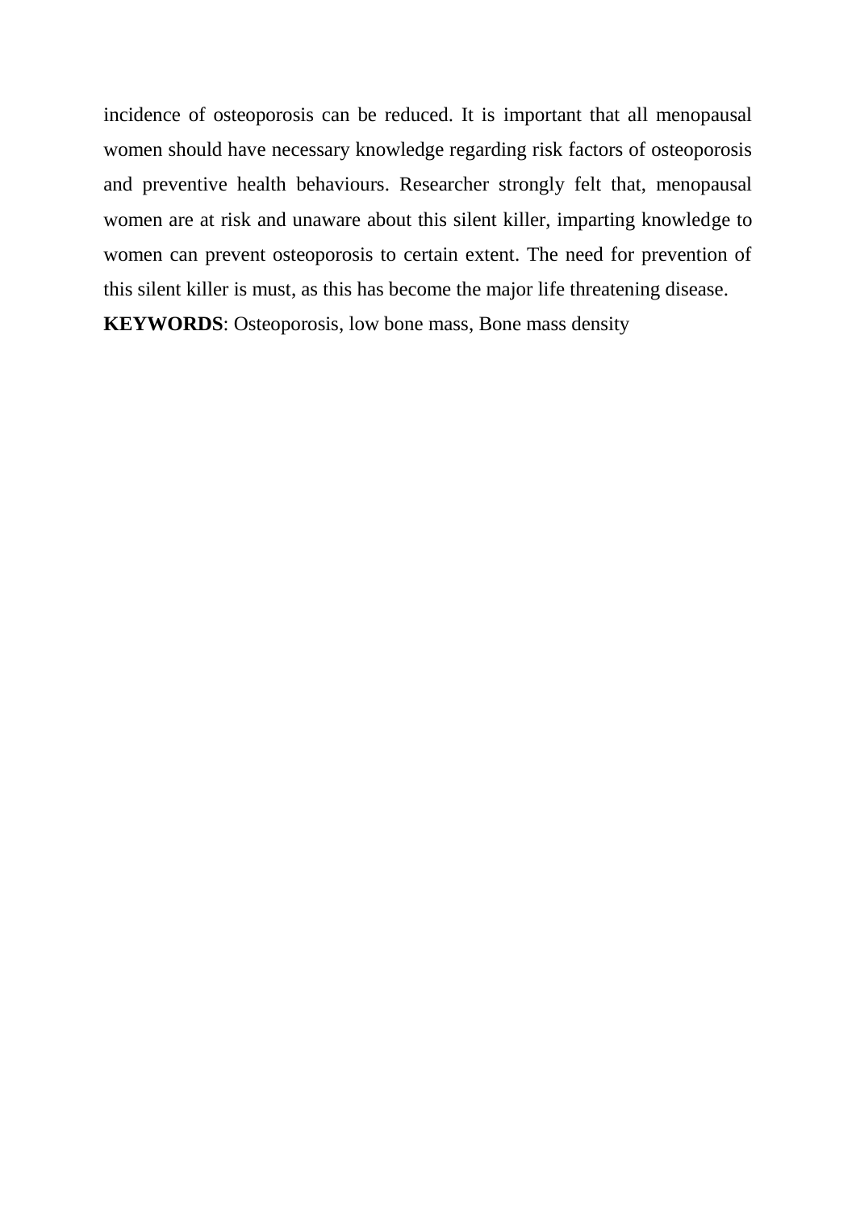incidence of osteoporosis can be reduced. It is important that all menopausal women should have necessary knowledge regarding risk factors of osteoporosis and preventive health behaviours. Researcher strongly felt that, menopausal women are at risk and unaware about this silent killer, imparting knowledge to women can prevent osteoporosis to certain extent. The need for prevention of this silent killer is must, as this has become the major life threatening disease.

**KEYWORDS**: Osteoporosis, low bone mass, Bone mass density